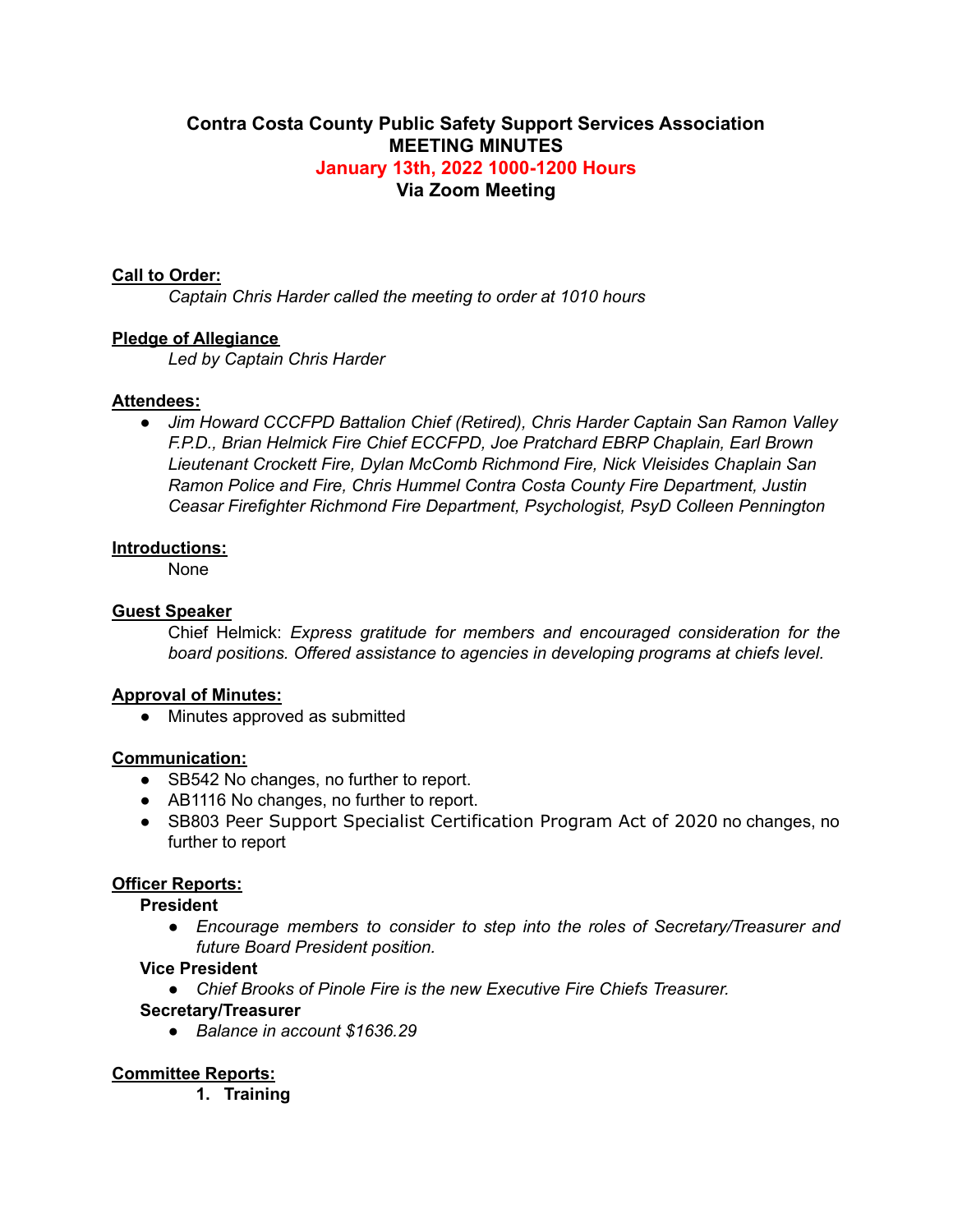# Contra Costa County Public Safety Support Services Association
## MEETING MINUTES
## January 13th, 2022 1000-1200 Hours
## Via Zoom Meeting

**Call to Order:**

*Captain Chris Harder called the meeting to order at 1010 hours*

**Pledge of Allegiance**

*Led by Captain Chris Harder*

**Attendees:**

- *Jim Howard CCCFPD Battalion Chief (Retired), Chris Harder Captain San Ramon Valley F.P.D., Brian Helmick Fire Chief ECCFPD, Joe Pratchard EBRP Chaplain, Earl Brown Lieutenant Crockett Fire, Dylan McComb Richmond Fire, Nick Vleisides Chaplain San Ramon Police and Fire, Chris Hummel Contra Costa County Fire Department, Justin Ceasar Firefighter Richmond Fire Department, Psychologist, PsyD Colleen Pennington*

**Introductions:**

None

**Guest Speaker**

Chief Helmick: *Express gratitude for members and encouraged consideration for the board positions. Offered assistance to agencies in developing programs at chiefs level.*

**Approval of Minutes:**

- Minutes approved as submitted

**Communication:**

- SB542 No changes, no further to report.
- AB1116 No changes, no further to report.
- SB803 Peer Support Specialist Certification Program Act of 2020 no changes, no further to report

**Officer Reports:**

**President**

- *Encourage members to consider to step into the roles of Secretary/Treasurer and future Board President position.*

**Vice President**

- *Chief Brooks of Pinole Fire is the new Executive Fire Chiefs Treasurer.*

**Secretary/Treasurer**

- *Balance in account $1636.29*

**Committee Reports:**

1. **Training**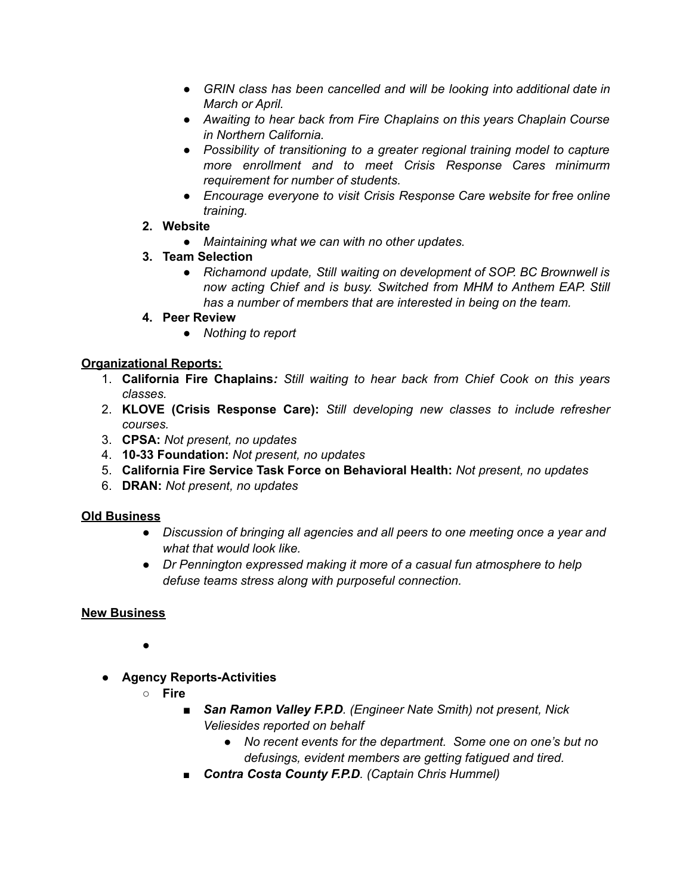- *GRIN class has been cancelled and will be looking into additional date in March or April.*
- *Awaiting to hear back from Fire Chaplains on this years Chaplain Course in Northern California.*
- *Possibility of transitioning to a greater regional training model to capture more enrollment and to meet Crisis Response Cares minimurm requirement for number of students.*
- *Encourage everyone to visit Crisis Response Care website for free online training.*

2. **Website**
   - *Maintaining what we can with no other updates.*
3. **Team Selection**
   - *Richamond update, Still waiting on development of SOP. BC Brownwell is now acting Chief and is busy. Switched from MHM to Anthem EAP. Still has a number of members that are interested in being on the team.*
4. **Peer Review**
   - *Nothing to report*

**Organizational Reports:**

1. **California Fire Chaplains***: Still waiting to hear back from Chief Cook on this years classes.*
2. **KLOVE (Crisis Response Care):** *Still developing new classes to include refresher courses.*
3. **CPSA:** *Not present, no updates*
4. **10-33 Foundation:** *Not present, no updates*
5. **California Fire Service Task Force on Behavioral Health:** *Not present, no updates*
6. **DRAN:** *Not present, no updates*

**Old Business**

- *Discussion of bringing all agencies and all peers to one meeting once a year and what that would look like.*
- *Dr Pennington expressed making it more of a casual fun atmosphere to help defuse teams stress along with purposeful connection.*

**New Business**

- 

- **Agency Reports-Activities**
  - **Fire**
    - ***San Ramon Valley F.P.D****. (Engineer Nate Smith) not present, Nick Veliesides reported on behalf*
      - *No recent events for the department. Some one on one's but no defusings, evident members are getting fatigued and tired.*
    - ***Contra Costa County F.P.D****. (Captain Chris Hummel)*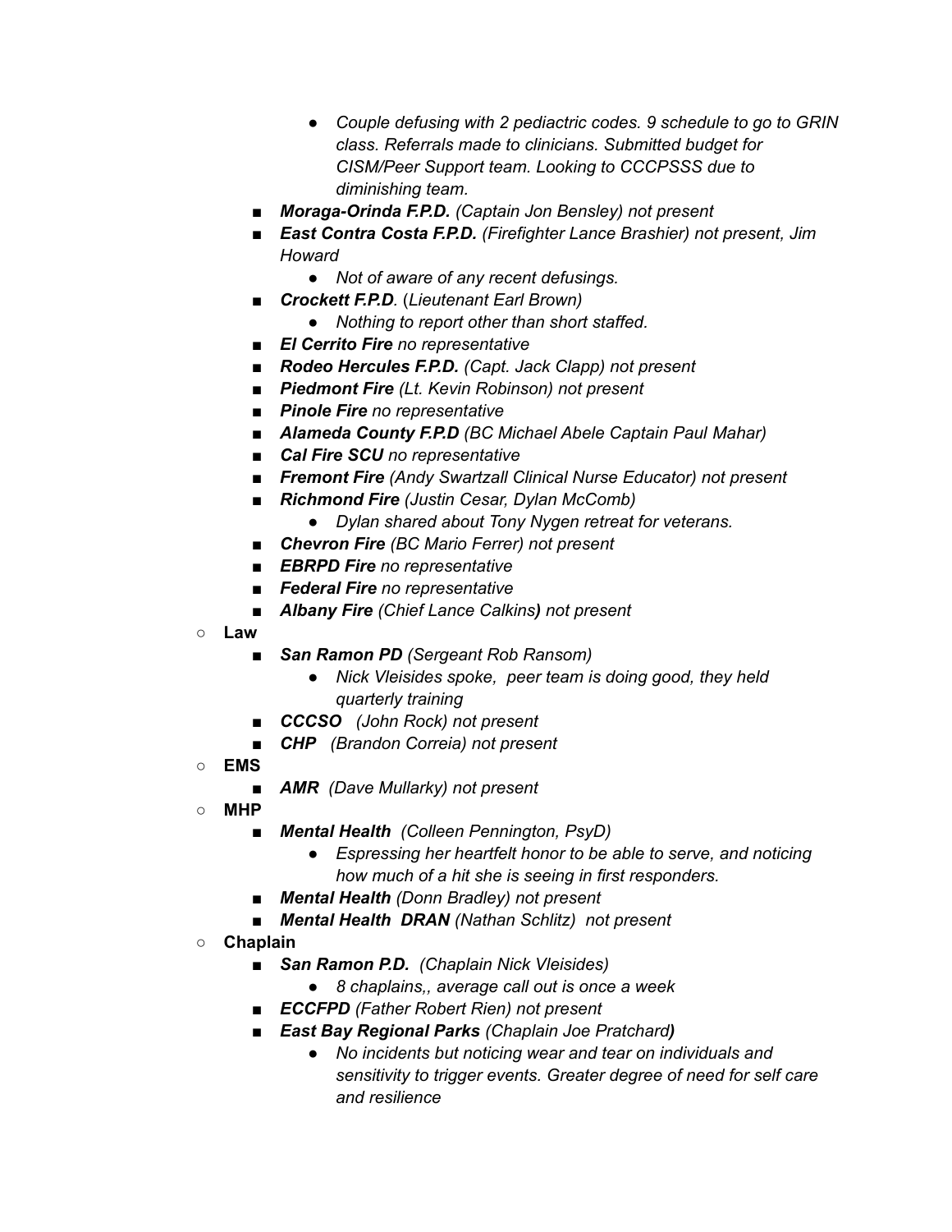- *Couple defusing with 2 pediactric codes. 9 schedule to go to GRIN class. Referrals made to clinicians. Submitted budget for CISM/Peer Support team. Looking to CCCPSSS due to diminishing team.*
  - ***Moraga-Orinda F.P.D.*** *(Captain Jon Bensley) not present*
  - ***East Contra Costa F.P.D.*** *(Firefighter Lance Brashier) not present, Jim Howard*
    - *Not of aware of any recent defusings.*
  - ***Crockett F.P.D***. (*Lieutenant Earl Brown)*
    - *Nothing to report other than short staffed*.
  - ***El Cerrito Fire*** *no representative*
  - ***Rodeo Hercules F.P.D.*** *(Capt. Jack Clapp) not present*
  - ***Piedmont Fire*** *(Lt. Kevin Robinson) not present*
  - ***Pinole Fire*** *no representative*
  - ***Alameda County F.P.D*** *(BC Michael Abele Captain Paul Mahar)*
  - ***Cal Fire SCU*** *no representative*
  - ***Fremont Fire*** *(Andy Swartzall Clinical Nurse Educator) not present*
  - ***Richmond Fire*** *(Justin Cesar, Dylan McComb)*
    - *Dylan shared about Tony Nygen retreat for veterans.*
  - ***Chevron Fire*** *(BC Mario Ferrer) not present*
  - ***EBRPD Fire*** *no representative*
  - ***Federal Fire*** *no representative*
  - ***Albany Fire*** *(Chief Lance Calkins**)** not present*
- **Law**
  - ***San Ramon PD*** *(Sergeant Rob Ransom)*
    - *Nick Vleisides spoke, peer team is doing good, they held quarterly training*
  - ***CCCSO*** *(John Rock) not present*
  - ***CHP*** *(Brandon Correia) not present*
- **EMS**
  - ***AMR*** *(Dave Mullarky) not present*
- **MHP**
  - ***Mental Health*** *(Colleen Pennington, PsyD)*
    - *Espressing her heartfelt honor to be able to serve, and noticing how much of a hit she is seeing in first responders.*
  - ***Mental Health*** *(Donn Bradley) not present*
  - ***Mental Health DRAN*** *(Nathan Schlitz) not present*
- **Chaplain**
  - ***San Ramon P.D.*** *(Chaplain Nick Vleisides)*
    - *8 chaplains,, average call out is once a week*
  - ***ECCFPD*** *(Father Robert Rien) not present*
  - ***East Bay Regional Parks*** *(Chaplain Joe Pratchard**)***
    - *No incidents but noticing wear and tear on individuals and sensitivity to trigger events. Greater degree of need for self care and resilience*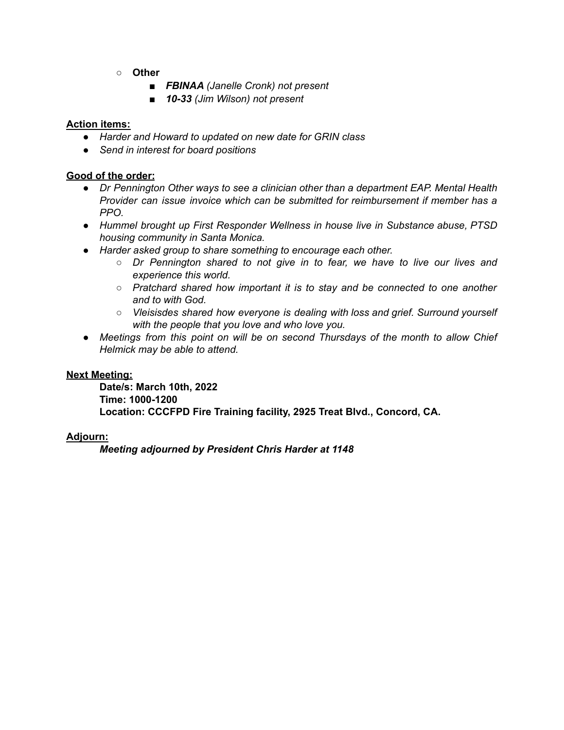- **Other**
  - ***FBINAA*** *(Janelle Cronk) not present*
  - ***10-33*** *(Jim Wilson) not present*

**Action items:**

- *Harder and Howard to updated on new date for GRIN class*
- *Send in interest for board positions*

**Good of the order:**

- *Dr Pennington Other ways to see a clinician other than a department EAP. Mental Health Provider can issue invoice which can be submitted for reimbursement if member has a PPO.*
- *Hummel brought up First Responder Wellness in house live in Substance abuse, PTSD housing community in Santa Monica.*
- *Harder asked group to share something to encourage each other.*
  - *Dr Pennington shared to not give in to fear, we have to live our lives and experience this world.*
  - *Pratchard shared how important it is to stay and be connected to one another and to with God.*
  - *Vleisisdes shared how everyone is dealing with loss and grief. Surround yourself with the people that you love and who love you.*
- *Meetings from this point on will be on second Thursdays of the month to allow Chief Helmick may be able to attend.*

**Next Meeting:**

**Date/s: March 10th, 2022**
**Time: 1000-1200**
**Location: CCCFPD Fire Training facility, 2925 Treat Blvd., Concord, CA.**

**Adjourn:**

***Meeting adjourned by President Chris Harder at 1148***